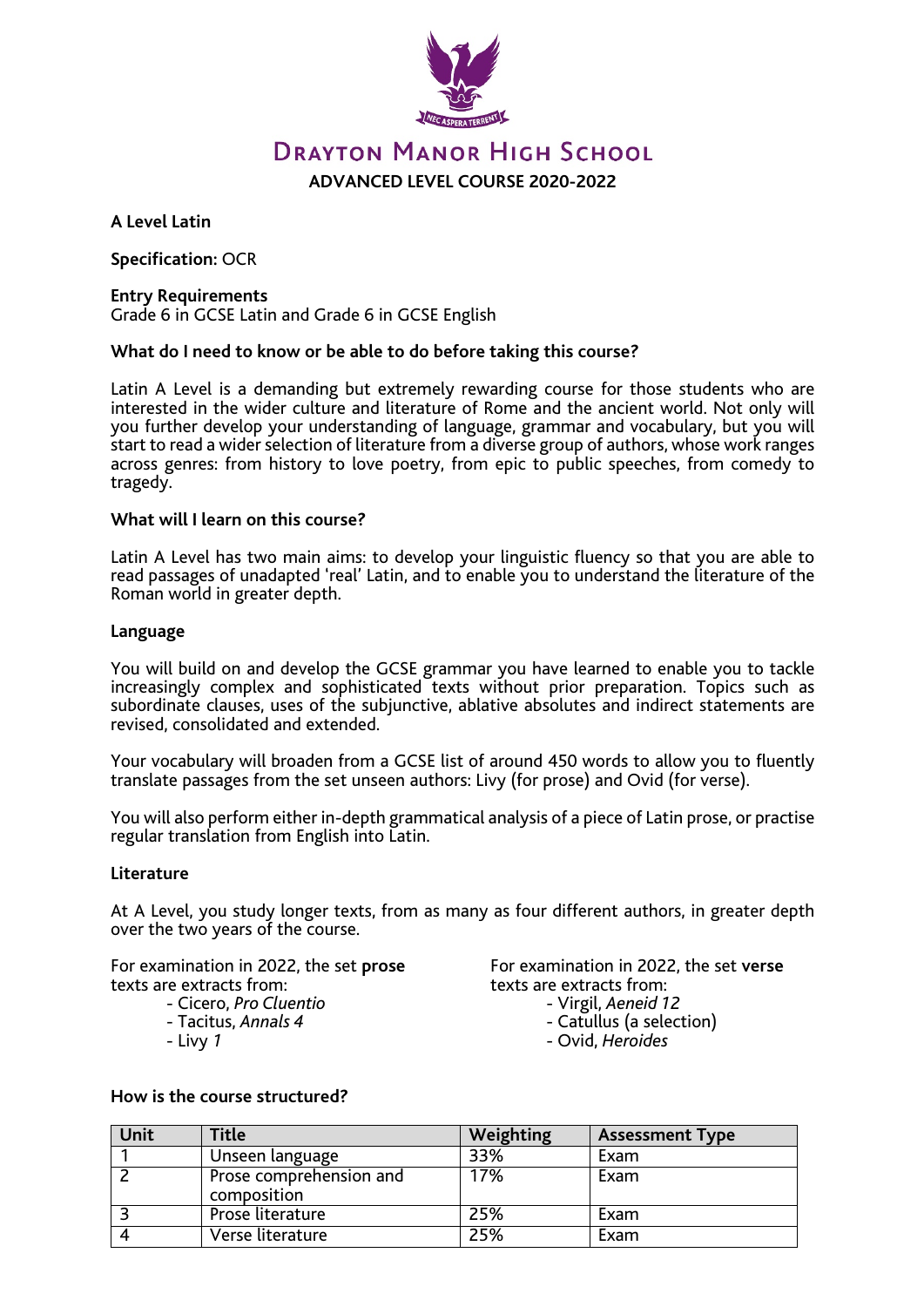# Drayton Manor High School

## ADVANCED LEVEL COURSE 2020-2022

**A Level Latin**

**Specification:** OCR

**Entry Requirements**
Grade 6 in GCSE Latin and Grade 6 in GCSE English

**What do I need to know or be able to do before taking this course?**

Latin A Level is a demanding but extremely rewarding course for those students who are interested in the wider culture and literature of Rome and the ancient world. Not only will you further develop your understanding of language, grammar and vocabulary, but you will start to read a wider selection of literature from a diverse group of authors, whose work ranges across genres: from history to love poetry, from epic to public speeches, from comedy to tragedy.

**What will I learn on this course?**

Latin A Level has two main aims: to develop your linguistic fluency so that you are able to read passages of unadapted 'real' Latin, and to enable you to understand the literature of the Roman world in greater depth.

**Language**

You will build on and develop the GCSE grammar you have learned to enable you to tackle increasingly complex and sophisticated texts without prior preparation. Topics such as subordinate clauses, uses of the subjunctive, ablative absolutes and indirect statements are revised, consolidated and extended.

Your vocabulary will broaden from a GCSE list of around 450 words to allow you to fluently translate passages from the set unseen authors: Livy (for prose) and Ovid (for verse).

You will also perform either in-depth grammatical analysis of a piece of Latin prose, or practise regular translation from English into Latin.

**Literature**

At A Level, you study longer texts, from as many as four different authors, in greater depth over the two years of the course.

For examination in 2022, the set **prose** texts are extracts from:

- Cicero, *Pro Cluentio*
- Tacitus, *Annals 4*
- Livy *1*

For examination in 2022, the set **verse** texts are extracts from:

- Virgil, *Aeneid 12*
- Catullus (a selection)
- Ovid, *Heroides*

**How is the course structured?**

| Unit | Title | Weighting | Assessment Type |
|---|---|---|---|
| 1 | Unseen language | 33% | Exam |
| 2 | Prose comprehension and composition | 17% | Exam |
| 3 | Prose literature | 25% | Exam |
| 4 | Verse literature | 25% | Exam |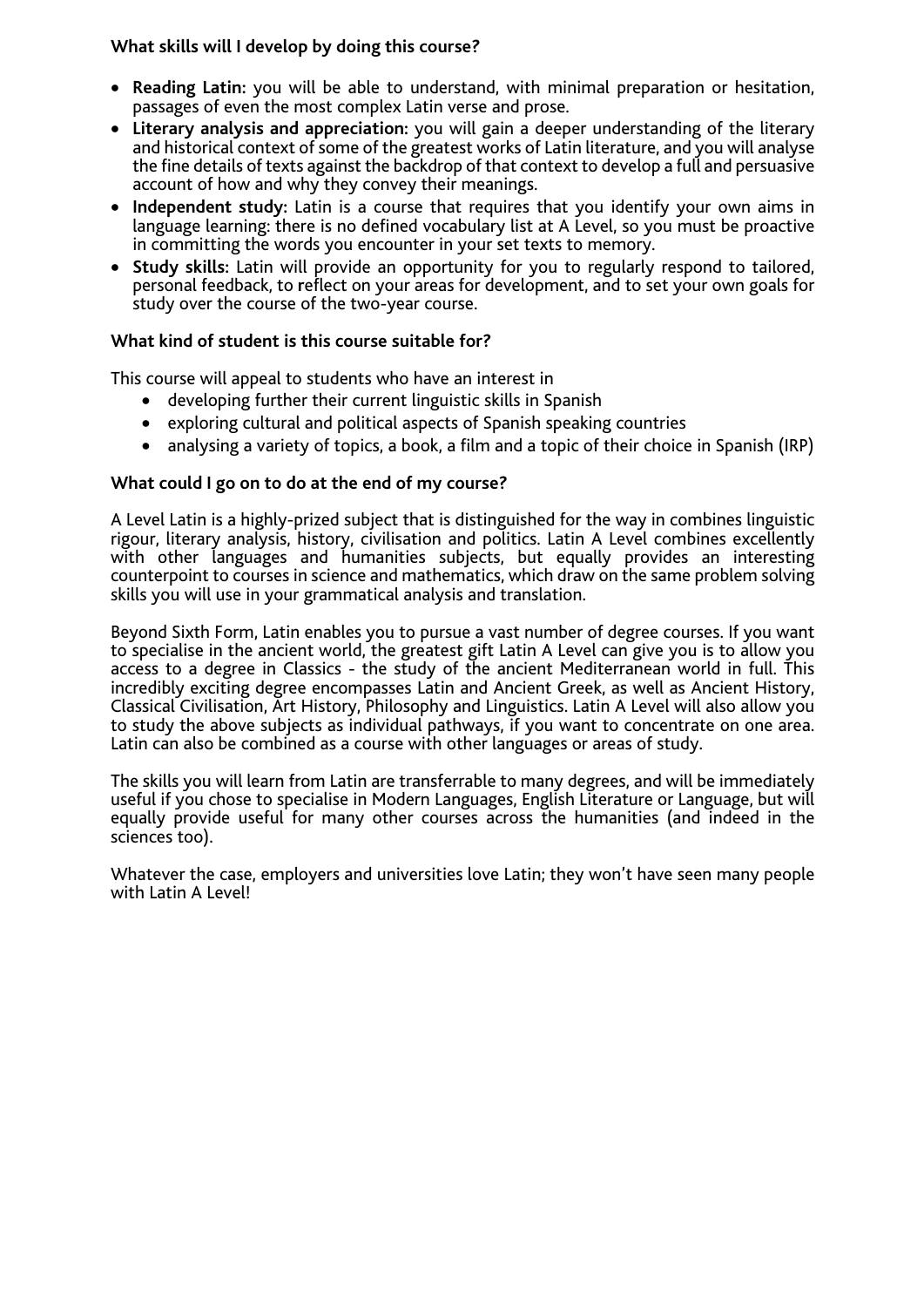**What skills will I develop by doing this course?**

- **Reading Latin:** you will be able to understand, with minimal preparation or hesitation, passages of even the most complex Latin verse and prose.
- **Literary analysis and appreciation:** you will gain a deeper understanding of the literary and historical context of some of the greatest works of Latin literature, and you will analyse the fine details of texts against the backdrop of that context to develop a full and persuasive account of how and why they convey their meanings.
- **Independent study:** Latin is a course that requires that you identify your own aims in language learning: there is no defined vocabulary list at A Level, so you must be proactive in committing the words you encounter in your set texts to memory.
- **Study skills:** Latin will provide an opportunity for you to regularly respond to tailored, personal feedback, to reflect on your areas for development, and to set your own goals for study over the course of the two-year course.

**What kind of student is this course suitable for?**

This course will appeal to students who have an interest in

- developing further their current linguistic skills in Spanish
- exploring cultural and political aspects of Spanish speaking countries
- analysing a variety of topics, a book, a film and a topic of their choice in Spanish (IRP)

**What could I go on to do at the end of my course?**

A Level Latin is a highly-prized subject that is distinguished for the way in combines linguistic rigour, literary analysis, history, civilisation and politics. Latin A Level combines excellently with other languages and humanities subjects, but equally provides an interesting counterpoint to courses in science and mathematics, which draw on the same problem solving skills you will use in your grammatical analysis and translation.

Beyond Sixth Form, Latin enables you to pursue a vast number of degree courses. If you want to specialise in the ancient world, the greatest gift Latin A Level can give you is to allow you access to a degree in Classics - the study of the ancient Mediterranean world in full. This incredibly exciting degree encompasses Latin and Ancient Greek, as well as Ancient History, Classical Civilisation, Art History, Philosophy and Linguistics. Latin A Level will also allow you to study the above subjects as individual pathways, if you want to concentrate on one area. Latin can also be combined as a course with other languages or areas of study.

The skills you will learn from Latin are transferrable to many degrees, and will be immediately useful if you chose to specialise in Modern Languages, English Literature or Language, but will equally provide useful for many other courses across the humanities (and indeed in the sciences too).

Whatever the case, employers and universities love Latin; they won't have seen many people with Latin A Level!